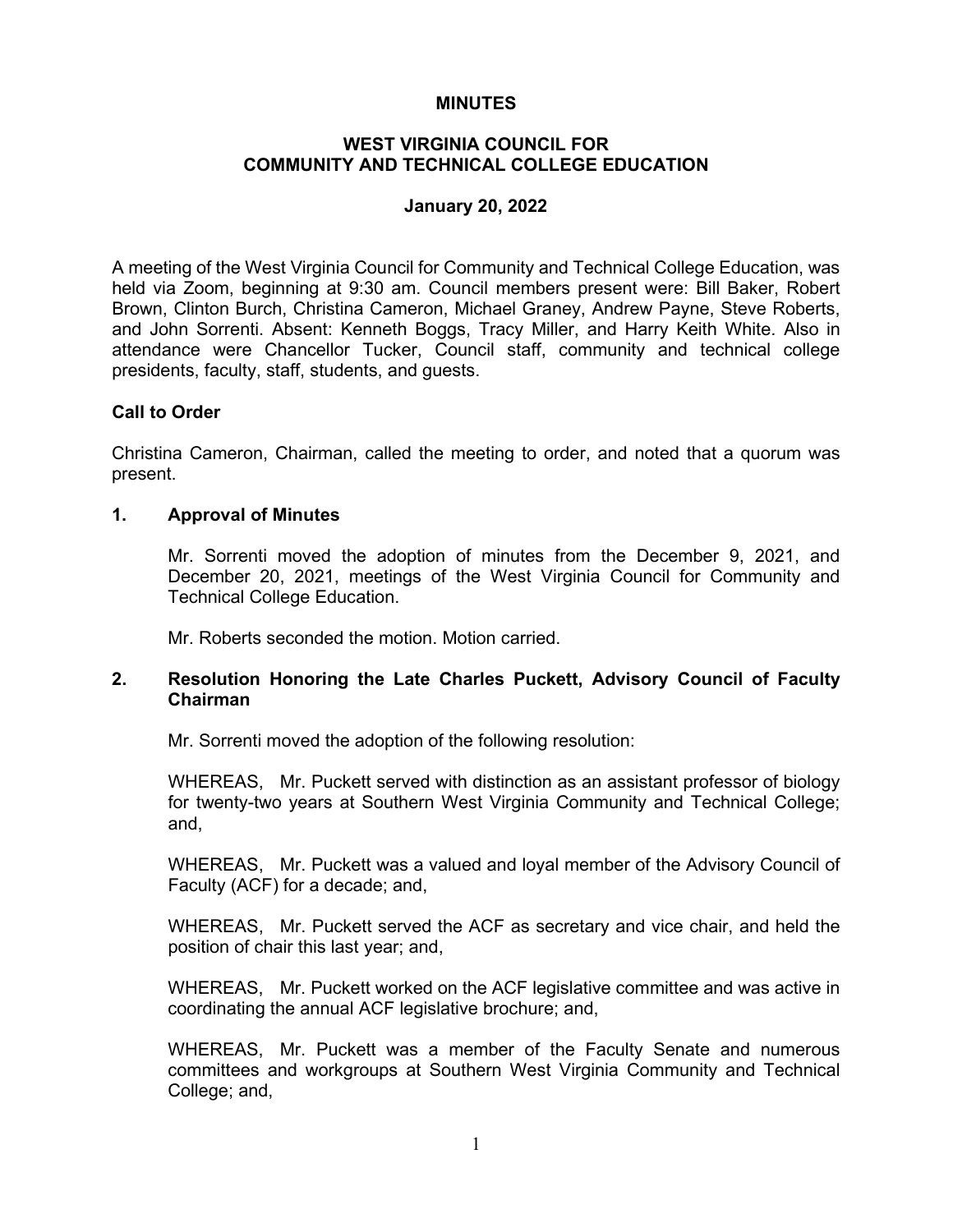# MINUTES

## WEST VIRGINIA COUNCIL FOR COMMUNITY AND TECHNICAL COLLEGE EDUCATION

### January 20, 2022

A meeting of the West Virginia Council for Community and Technical College Education, was held via Zoom, beginning at 9:30 am. Council members present were: Bill Baker, Robert Brown, Clinton Burch, Christina Cameron, Michael Graney, Andrew Payne, Steve Roberts, and John Sorrenti. Absent: Kenneth Boggs, Tracy Miller, and Harry Keith White. Also in attendance were Chancellor Tucker, Council staff, community and technical college presidents, faculty, staff, students, and guests.

**Call to Order**

Christina Cameron, Chairman, called the meeting to order, and noted that a quorum was present.

**1. Approval of Minutes**

Mr. Sorrenti moved the adoption of minutes from the December 9, 2021, and December 20, 2021, meetings of the West Virginia Council for Community and Technical College Education.

Mr. Roberts seconded the motion. Motion carried.

**2. Resolution Honoring the Late Charles Puckett, Advisory Council of Faculty Chairman**

Mr. Sorrenti moved the adoption of the following resolution:

WHEREAS, Mr. Puckett served with distinction as an assistant professor of biology for twenty-two years at Southern West Virginia Community and Technical College; and,

WHEREAS, Mr. Puckett was a valued and loyal member of the Advisory Council of Faculty (ACF) for a decade; and,

WHEREAS, Mr. Puckett served the ACF as secretary and vice chair, and held the position of chair this last year; and,

WHEREAS, Mr. Puckett worked on the ACF legislative committee and was active in coordinating the annual ACF legislative brochure; and,

WHEREAS, Mr. Puckett was a member of the Faculty Senate and numerous committees and workgroups at Southern West Virginia Community and Technical College; and,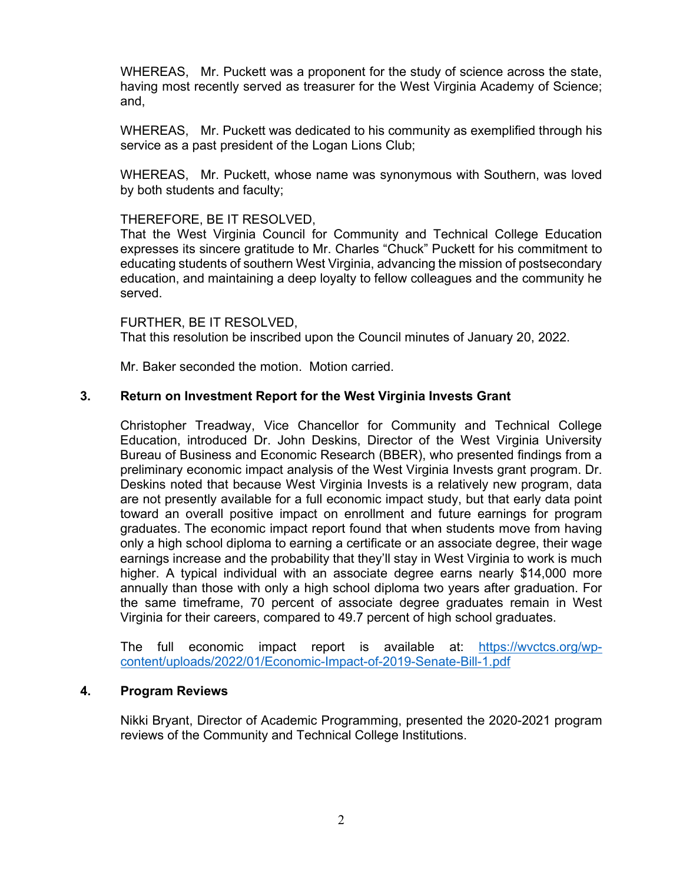WHEREAS, Mr. Puckett was a proponent for the study of science across the state, having most recently served as treasurer for the West Virginia Academy of Science; and,

WHEREAS, Mr. Puckett was dedicated to his community as exemplified through his service as a past president of the Logan Lions Club;

WHEREAS, Mr. Puckett, whose name was synonymous with Southern, was loved by both students and faculty;

THEREFORE, BE IT RESOLVED,
That the West Virginia Council for Community and Technical College Education expresses its sincere gratitude to Mr. Charles "Chuck" Puckett for his commitment to educating students of southern West Virginia, advancing the mission of postsecondary education, and maintaining a deep loyalty to fellow colleagues and the community he served.

FURTHER, BE IT RESOLVED,
That this resolution be inscribed upon the Council minutes of January 20, 2022.

Mr. Baker seconded the motion. Motion carried.

**3. Return on Investment Report for the West Virginia Invests Grant**

Christopher Treadway, Vice Chancellor for Community and Technical College Education, introduced Dr. John Deskins, Director of the West Virginia University Bureau of Business and Economic Research (BBER), who presented findings from a preliminary economic impact analysis of the West Virginia Invests grant program. Dr. Deskins noted that because West Virginia Invests is a relatively new program, data are not presently available for a full economic impact study, but that early data point toward an overall positive impact on enrollment and future earnings for program graduates. The economic impact report found that when students move from having only a high school diploma to earning a certificate or an associate degree, their wage earnings increase and the probability that they'll stay in West Virginia to work is much higher. A typical individual with an associate degree earns nearly $14,000 more annually than those with only a high school diploma two years after graduation. For the same timeframe, 70 percent of associate degree graduates remain in West Virginia for their careers, compared to 49.7 percent of high school graduates.

The full economic impact report is available at: [https://wvctcs.org/wp-content/uploads/2022/01/Economic-Impact-of-2019-Senate-Bill-1.pdf](https://wvctcs.org/wp-content/uploads/2022/01/Economic-Impact-of-2019-Senate-Bill-1.pdf)

**4. Program Reviews**

Nikki Bryant, Director of Academic Programming, presented the 2020-2021 program reviews of the Community and Technical College Institutions.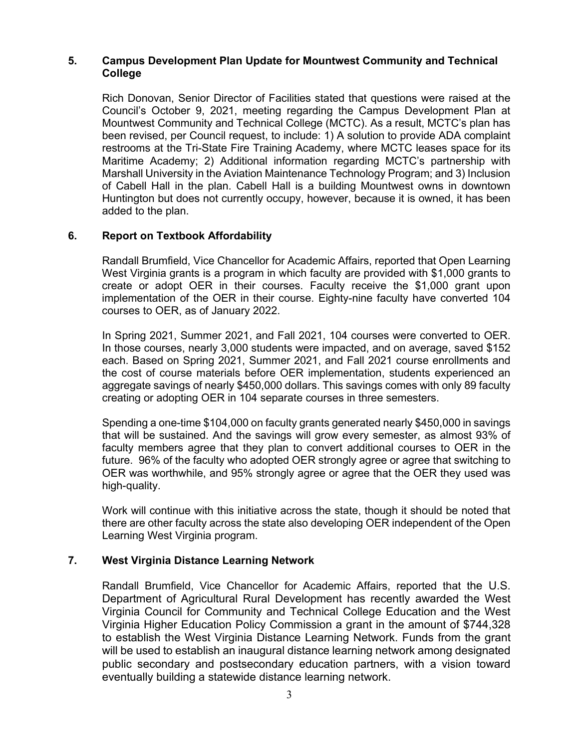## 5. Campus Development Plan Update for Mountwest Community and Technical College

Rich Donovan, Senior Director of Facilities stated that questions were raised at the Council's October 9, 2021, meeting regarding the Campus Development Plan at Mountwest Community and Technical College (MCTC). As a result, MCTC's plan has been revised, per Council request, to include: 1) A solution to provide ADA complaint restrooms at the Tri-State Fire Training Academy, where MCTC leases space for its Maritime Academy; 2) Additional information regarding MCTC's partnership with Marshall University in the Aviation Maintenance Technology Program; and 3) Inclusion of Cabell Hall in the plan. Cabell Hall is a building Mountwest owns in downtown Huntington but does not currently occupy, however, because it is owned, it has been added to the plan.

## 6. Report on Textbook Affordability

Randall Brumfield, Vice Chancellor for Academic Affairs, reported that Open Learning West Virginia grants is a program in which faculty are provided with $1,000 grants to create or adopt OER in their courses. Faculty receive the $1,000 grant upon implementation of the OER in their course. Eighty-nine faculty have converted 104 courses to OER, as of January 2022.

In Spring 2021, Summer 2021, and Fall 2021, 104 courses were converted to OER. In those courses, nearly 3,000 students were impacted, and on average, saved $152 each. Based on Spring 2021, Summer 2021, and Fall 2021 course enrollments and the cost of course materials before OER implementation, students experienced an aggregate savings of nearly $450,000 dollars. This savings comes with only 89 faculty creating or adopting OER in 104 separate courses in three semesters.

Spending a one-time $104,000 on faculty grants generated nearly $450,000 in savings that will be sustained. And the savings will grow every semester, as almost 93% of faculty members agree that they plan to convert additional courses to OER in the future. 96% of the faculty who adopted OER strongly agree or agree that switching to OER was worthwhile, and 95% strongly agree or agree that the OER they used was high-quality.

Work will continue with this initiative across the state, though it should be noted that there are other faculty across the state also developing OER independent of the Open Learning West Virginia program.

## 7. West Virginia Distance Learning Network

Randall Brumfield, Vice Chancellor for Academic Affairs, reported that the U.S. Department of Agricultural Rural Development has recently awarded the West Virginia Council for Community and Technical College Education and the West Virginia Higher Education Policy Commission a grant in the amount of $744,328 to establish the West Virginia Distance Learning Network. Funds from the grant will be used to establish an inaugural distance learning network among designated public secondary and postsecondary education partners, with a vision toward eventually building a statewide distance learning network.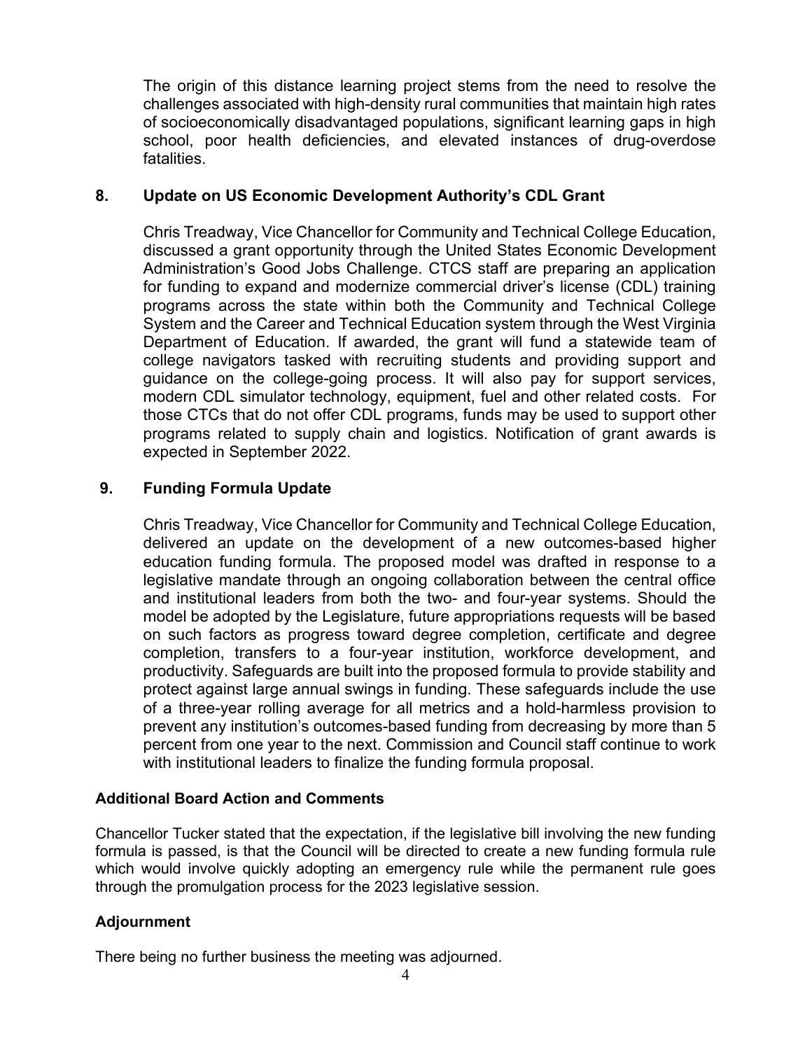The origin of this distance learning project stems from the need to resolve the challenges associated with high-density rural communities that maintain high rates of socioeconomically disadvantaged populations, significant learning gaps in high school, poor health deficiencies, and elevated instances of drug-overdose fatalities.

**8. Update on US Economic Development Authority's CDL Grant**

Chris Treadway, Vice Chancellor for Community and Technical College Education, discussed a grant opportunity through the United States Economic Development Administration's Good Jobs Challenge. CTCS staff are preparing an application for funding to expand and modernize commercial driver's license (CDL) training programs across the state within both the Community and Technical College System and the Career and Technical Education system through the West Virginia Department of Education. If awarded, the grant will fund a statewide team of college navigators tasked with recruiting students and providing support and guidance on the college-going process. It will also pay for support services, modern CDL simulator technology, equipment, fuel and other related costs. For those CTCs that do not offer CDL programs, funds may be used to support other programs related to supply chain and logistics. Notification of grant awards is expected in September 2022.

**9. Funding Formula Update**

Chris Treadway, Vice Chancellor for Community and Technical College Education, delivered an update on the development of a new outcomes-based higher education funding formula. The proposed model was drafted in response to a legislative mandate through an ongoing collaboration between the central office and institutional leaders from both the two- and four-year systems. Should the model be adopted by the Legislature, future appropriations requests will be based on such factors as progress toward degree completion, certificate and degree completion, transfers to a four-year institution, workforce development, and productivity. Safeguards are built into the proposed formula to provide stability and protect against large annual swings in funding. These safeguards include the use of a three-year rolling average for all metrics and a hold-harmless provision to prevent any institution's outcomes-based funding from decreasing by more than 5 percent from one year to the next. Commission and Council staff continue to work with institutional leaders to finalize the funding formula proposal.

**Additional Board Action and Comments**

Chancellor Tucker stated that the expectation, if the legislative bill involving the new funding formula is passed, is that the Council will be directed to create a new funding formula rule which would involve quickly adopting an emergency rule while the permanent rule goes through the promulgation process for the 2023 legislative session.

**Adjournment**

There being no further business the meeting was adjourned.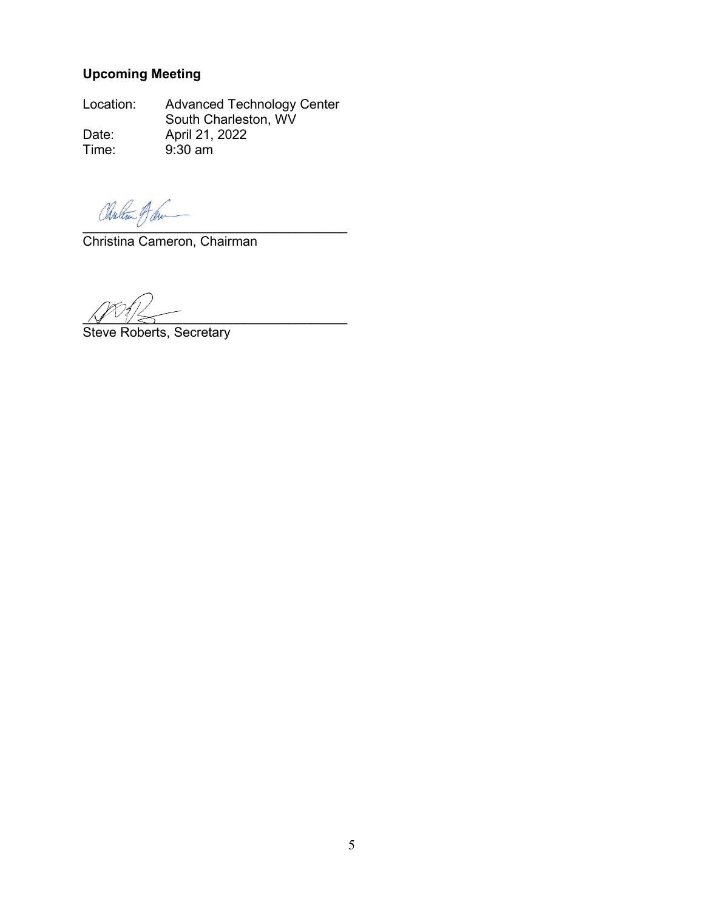## Upcoming Meeting

Location: Advanced Technology Center
South Charleston, WV
Date: April 21, 2022
Time: 9:30 am

\_\_\_\_\_\_\_\_\_\_\_\_\_\_\_\_\_\_\_\_\_\_\_\_\_\_\_\_\_\_\_\_\_\_\_\_
Christina Cameron, Chairman

\_\_\_\_\_\_\_\_\_\_\_\_\_\_\_\_\_\_\_\_\_\_\_\_\_\_\_\_\_\_\_\_\_\_\_\_
Steve Roberts, Secretary